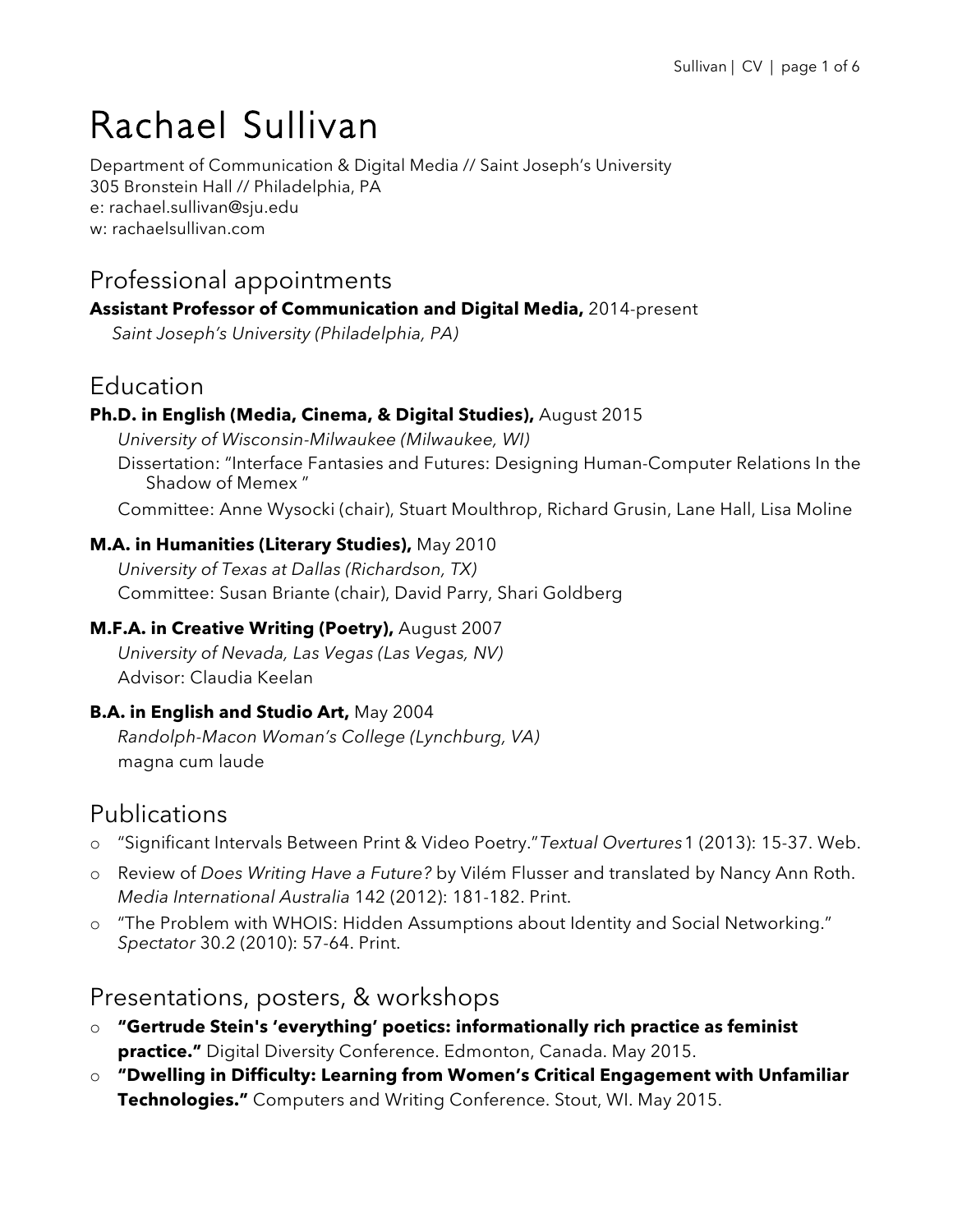# Rachael Sullivan

Department of Communication & Digital Media // Saint Joseph's University
305 Bronstein Hall // Philadelphia, PA
e: rachael.sullivan@sju.edu
w: rachaelsullivan.com

## Professional appointments

**Assistant Professor of Communication and Digital Media,** 2014-present
*Saint Joseph's University (Philadelphia, PA)*

## Education

**Ph.D. in English (Media, Cinema, & Digital Studies),** August 2015
*University of Wisconsin-Milwaukee (Milwaukee, WI)*
Dissertation: "Interface Fantasies and Futures: Designing Human-Computer Relations In the Shadow of Memex "
Committee: Anne Wysocki (chair), Stuart Moulthrop, Richard Grusin, Lane Hall, Lisa Moline

**M.A. in Humanities (Literary Studies),** May 2010
*University of Texas at Dallas (Richardson, TX)*
Committee: Susan Briante (chair), David Parry, Shari Goldberg

**M.F.A. in Creative Writing (Poetry),** August 2007
*University of Nevada, Las Vegas (Las Vegas, NV)*
Advisor: Claudia Keelan

**B.A. in English and Studio Art,** May 2004
*Randolph-Macon Woman's College (Lynchburg, VA)*
magna cum laude

## Publications

- "Significant Intervals Between Print & Video Poetry." *Textual Overtures* 1 (2013): 15-37. Web.
- Review of *Does Writing Have a Future?* by Vilém Flusser and translated by Nancy Ann Roth. *Media International Australia* 142 (2012): 181-182. Print.
- "The Problem with WHOIS: Hidden Assumptions about Identity and Social Networking." *Spectator* 30.2 (2010): 57-64. Print.

## Presentations, posters, & workshops

- **"Gertrude Stein's 'everything' poetics: informationally rich practice as feminist practice."** Digital Diversity Conference. Edmonton, Canada. May 2015.
- **"Dwelling in Difficulty: Learning from Women's Critical Engagement with Unfamiliar Technologies."** Computers and Writing Conference. Stout, WI. May 2015.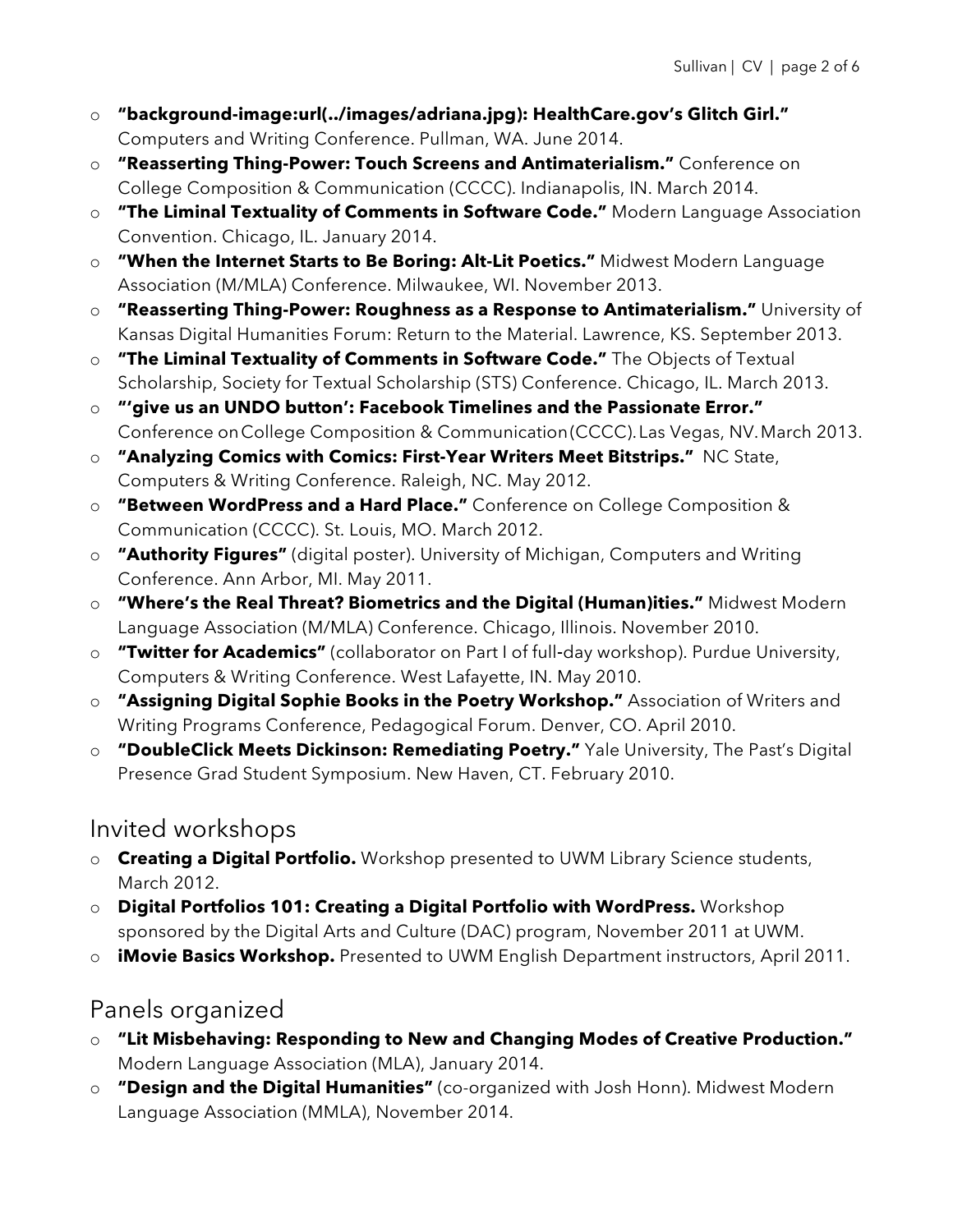- **"background-image:url(../images/adriana.jpg): HealthCare.gov's Glitch Girl."** Computers and Writing Conference. Pullman, WA. June 2014.
- **"Reasserting Thing-Power: Touch Screens and Antimaterialism."** Conference on College Composition & Communication (CCCC). Indianapolis, IN. March 2014.
- **"The Liminal Textuality of Comments in Software Code."** Modern Language Association Convention. Chicago, IL. January 2014.
- **"When the Internet Starts to Be Boring: Alt-Lit Poetics."** Midwest Modern Language Association (M/MLA) Conference. Milwaukee, WI. November 2013.
- **"Reasserting Thing-Power: Roughness as a Response to Antimaterialism."** University of Kansas Digital Humanities Forum: Return to the Material. Lawrence, KS. September 2013.
- **"The Liminal Textuality of Comments in Software Code."** The Objects of Textual Scholarship, Society for Textual Scholarship (STS) Conference. Chicago, IL. March 2013.
- **"'give us an UNDO button': Facebook Timelines and the Passionate Error."** Conference on College Composition & Communication (CCCC). Las Vegas, NV. March 2013.
- **"Analyzing Comics with Comics: First-Year Writers Meet Bitstrips."** NC State, Computers & Writing Conference. Raleigh, NC. May 2012.
- **"Between WordPress and a Hard Place."** Conference on College Composition & Communication (CCCC). St. Louis, MO. March 2012.
- **"Authority Figures"** (digital poster). University of Michigan, Computers and Writing Conference. Ann Arbor, MI. May 2011.
- **"Where's the Real Threat? Biometrics and the Digital (Human)ities."** Midwest Modern Language Association (M/MLA) Conference. Chicago, Illinois. November 2010.
- **"Twitter for Academics"** (collaborator on Part I of full-day workshop). Purdue University, Computers & Writing Conference. West Lafayette, IN. May 2010.
- **"Assigning Digital Sophie Books in the Poetry Workshop."** Association of Writers and Writing Programs Conference, Pedagogical Forum. Denver, CO. April 2010.
- **"DoubleClick Meets Dickinson: Remediating Poetry."** Yale University, The Past's Digital Presence Grad Student Symposium. New Haven, CT. February 2010.

## Invited workshops

- **Creating a Digital Portfolio.** Workshop presented to UWM Library Science students, March 2012.
- **Digital Portfolios 101: Creating a Digital Portfolio with WordPress.** Workshop sponsored by the Digital Arts and Culture (DAC) program, November 2011 at UWM.
- **iMovie Basics Workshop.** Presented to UWM English Department instructors, April 2011.

## Panels organized

- **"Lit Misbehaving: Responding to New and Changing Modes of Creative Production."** Modern Language Association (MLA), January 2014.
- **"Design and the Digital Humanities"** (co-organized with Josh Honn). Midwest Modern Language Association (MMLA), November 2014.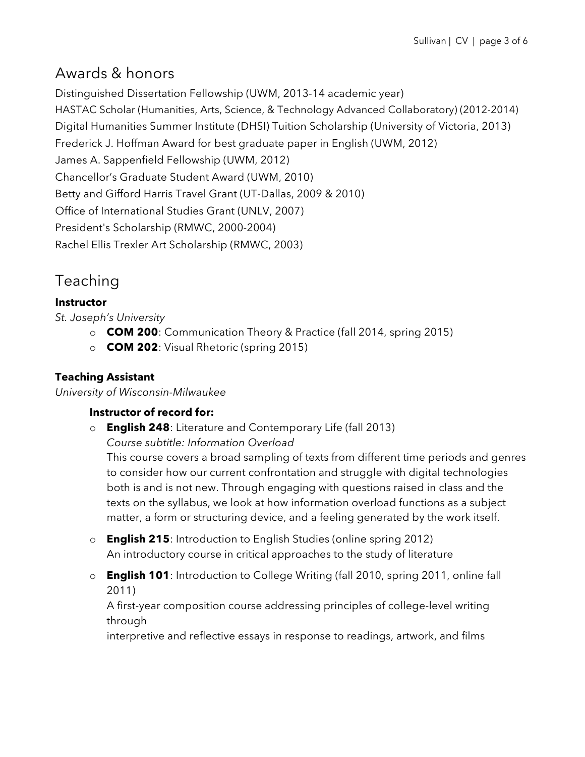## Awards & honors

Distinguished Dissertation Fellowship (UWM, 2013-14 academic year)
HASTAC Scholar (Humanities, Arts, Science, & Technology Advanced Collaboratory) (2012-2014)
Digital Humanities Summer Institute (DHSI) Tuition Scholarship (University of Victoria, 2013)
Frederick J. Hoffman Award for best graduate paper in English (UWM, 2012)
James A. Sappenfield Fellowship (UWM, 2012)
Chancellor's Graduate Student Award (UWM, 2010)
Betty and Gifford Harris Travel Grant (UT-Dallas, 2009 & 2010)
Office of International Studies Grant (UNLV, 2007)
President's Scholarship (RMWC, 2000-2004)
Rachel Ellis Trexler Art Scholarship (RMWC, 2003)

## Teaching

**Instructor**

*St. Joseph's University*

- **COM 200**: Communication Theory & Practice (fall 2014, spring 2015)
- **COM 202**: Visual Rhetoric (spring 2015)

**Teaching Assistant**

*University of Wisconsin-Milwaukee*

**Instructor of record for:**

- **English 248**: Literature and Contemporary Life (fall 2013)
  *Course subtitle: Information Overload*
  This course covers a broad sampling of texts from different time periods and genres to consider how our current confrontation and struggle with digital technologies both is and is not new. Through engaging with questions raised in class and the texts on the syllabus, we look at how information overload functions as a subject matter, a form or structuring device, and a feeling generated by the work itself.
- **English 215**: Introduction to English Studies (online spring 2012)
  An introductory course in critical approaches to the study of literature
- **English 101**: Introduction to College Writing (fall 2010, spring 2011, online fall 2011)
  A first-year composition course addressing principles of college-level writing through
  interpretive and reflective essays in response to readings, artwork, and films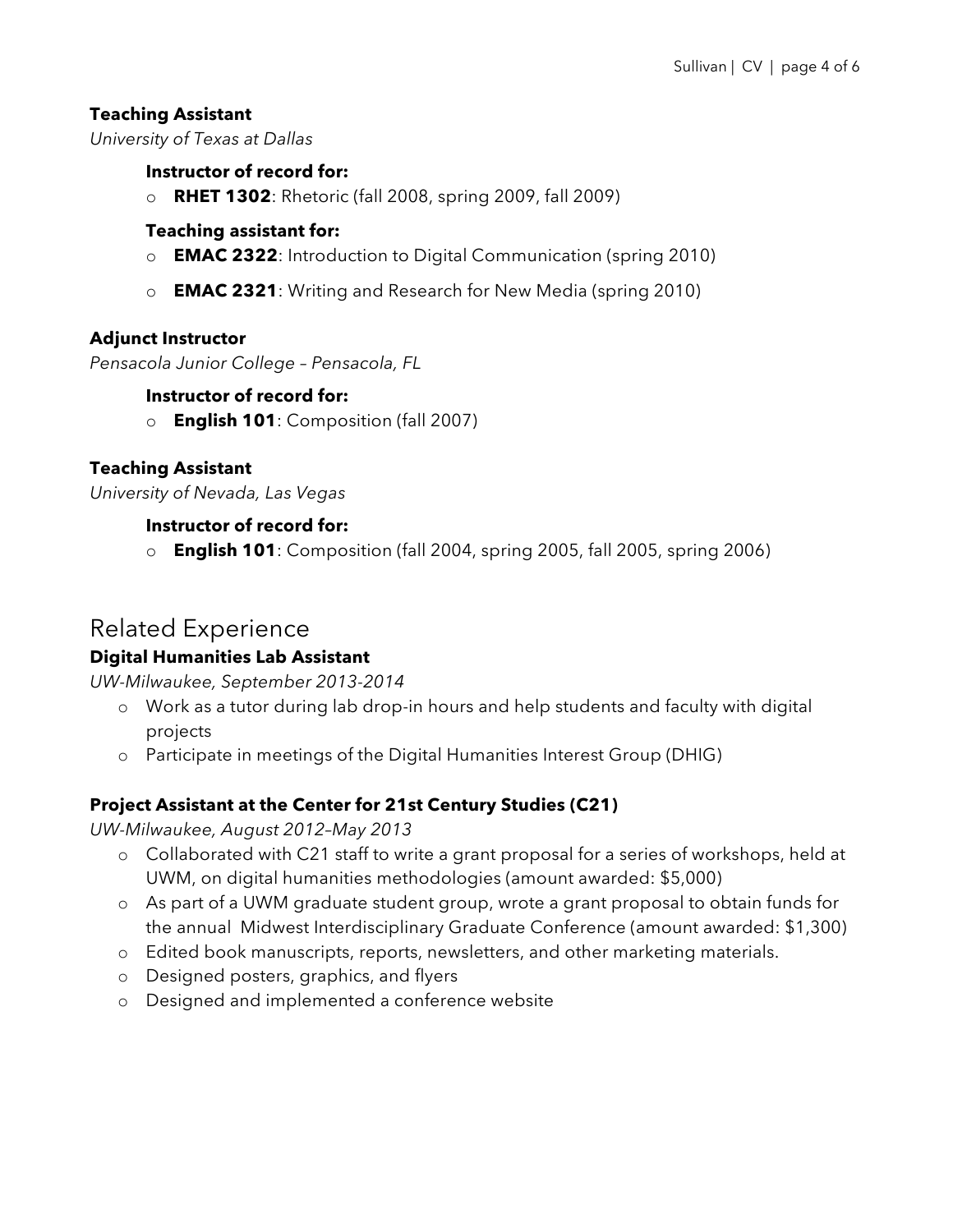**Teaching Assistant**
*University of Texas at Dallas*

**Instructor of record for:**

- **RHET 1302**: Rhetoric (fall 2008, spring 2009, fall 2009)

**Teaching assistant for:**

- **EMAC 2322**: Introduction to Digital Communication (spring 2010)
- **EMAC 2321**: Writing and Research for New Media (spring 2010)

**Adjunct Instructor**
*Pensacola Junior College – Pensacola, FL*

**Instructor of record for:**

- **English 101**: Composition (fall 2007)

**Teaching Assistant**
*University of Nevada, Las Vegas*

**Instructor of record for:**

- **English 101**: Composition (fall 2004, spring 2005, fall 2005, spring 2006)

## Related Experience

**Digital Humanities Lab Assistant**
*UW-Milwaukee, September 2013-2014*

- Work as a tutor during lab drop-in hours and help students and faculty with digital projects
- Participate in meetings of the Digital Humanities Interest Group (DHIG)

**Project Assistant at the Center for 21st Century Studies (C21)**
*UW-Milwaukee, August 2012–May 2013*

- Collaborated with C21 staff to write a grant proposal for a series of workshops, held at UWM, on digital humanities methodologies (amount awarded: $5,000)
- As part of a UWM graduate student group, wrote a grant proposal to obtain funds for the annual Midwest Interdisciplinary Graduate Conference (amount awarded: $1,300)
- Edited book manuscripts, reports, newsletters, and other marketing materials.
- Designed posters, graphics, and flyers
- Designed and implemented a conference website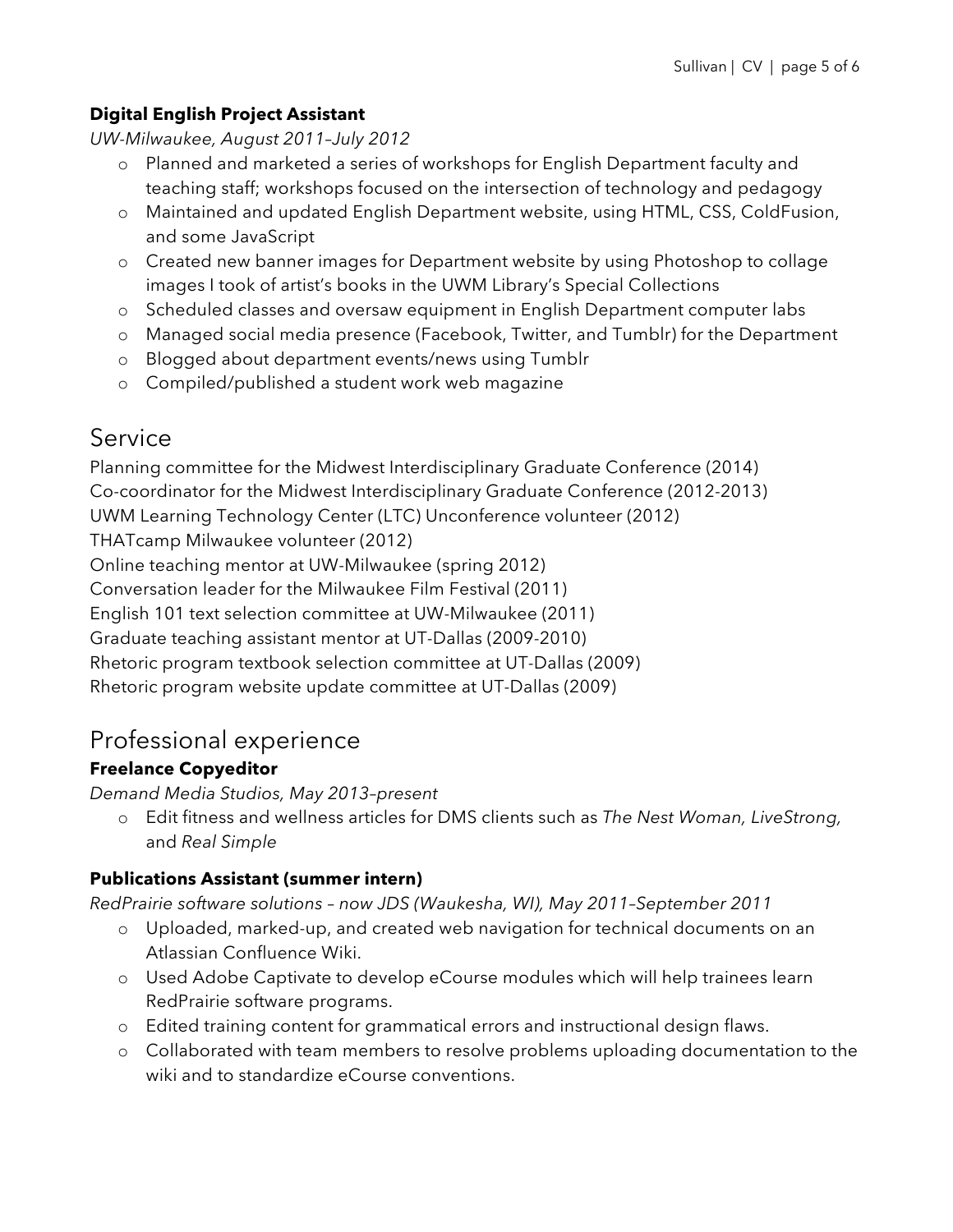**Digital English Project Assistant**

*UW-Milwaukee, August 2011–July 2012*

- Planned and marketed a series of workshops for English Department faculty and teaching staff; workshops focused on the intersection of technology and pedagogy
- Maintained and updated English Department website, using HTML, CSS, ColdFusion, and some JavaScript
- Created new banner images for Department website by using Photoshop to collage images I took of artist's books in the UWM Library's Special Collections
- Scheduled classes and oversaw equipment in English Department computer labs
- Managed social media presence (Facebook, Twitter, and Tumblr) for the Department
- Blogged about department events/news using Tumblr
- Compiled/published a student work web magazine

## Service

Planning committee for the Midwest Interdisciplinary Graduate Conference (2014)
Co-coordinator for the Midwest Interdisciplinary Graduate Conference (2012-2013)
UWM Learning Technology Center (LTC) Unconference volunteer (2012)
THATcamp Milwaukee volunteer (2012)
Online teaching mentor at UW-Milwaukee (spring 2012)
Conversation leader for the Milwaukee Film Festival (2011)
English 101 text selection committee at UW-Milwaukee (2011)
Graduate teaching assistant mentor at UT-Dallas (2009-2010)
Rhetoric program textbook selection committee at UT-Dallas (2009)
Rhetoric program website update committee at UT-Dallas (2009)

## Professional experience

**Freelance Copyeditor**

*Demand Media Studios, May 2013–present*

- Edit fitness and wellness articles for DMS clients such as *The Nest Woman, LiveStrong,* and *Real Simple*

**Publications Assistant (summer intern)**

*RedPrairie software solutions – now JDS (Waukesha, WI), May 2011–September 2011*

- Uploaded, marked-up, and created web navigation for technical documents on an Atlassian Confluence Wiki.
- Used Adobe Captivate to develop eCourse modules which will help trainees learn RedPrairie software programs.
- Edited training content for grammatical errors and instructional design flaws.
- Collaborated with team members to resolve problems uploading documentation to the wiki and to standardize eCourse conventions.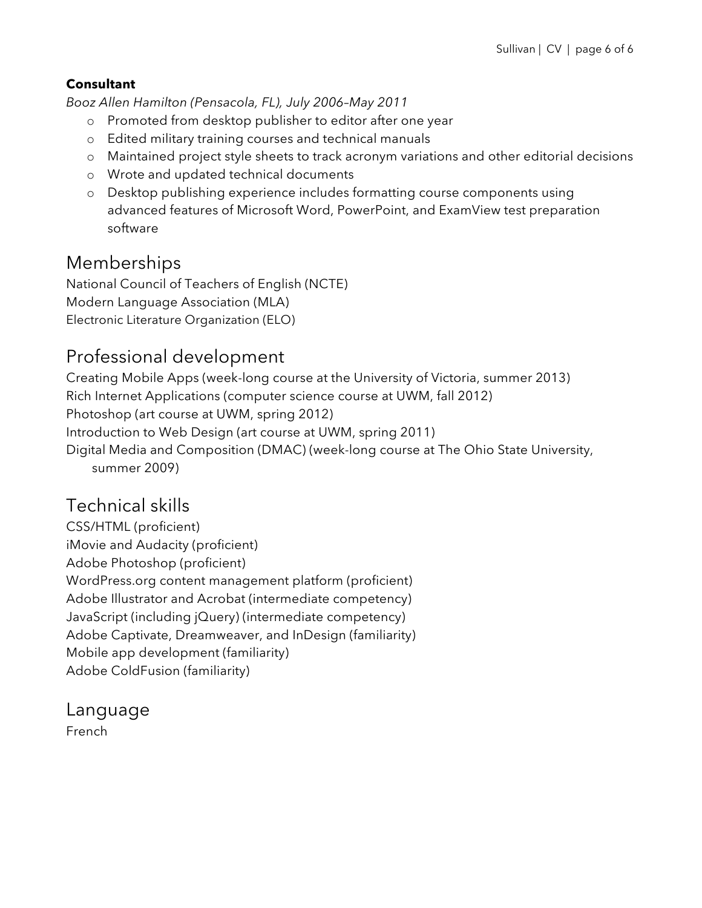**Consultant**

*Booz Allen Hamilton (Pensacola, FL), July 2006–May 2011*

- Promoted from desktop publisher to editor after one year
- Edited military training courses and technical manuals
- Maintained project style sheets to track acronym variations and other editorial decisions
- Wrote and updated technical documents
- Desktop publishing experience includes formatting course components using advanced features of Microsoft Word, PowerPoint, and ExamView test preparation software

## Memberships

National Council of Teachers of English (NCTE)
Modern Language Association (MLA)
Electronic Literature Organization (ELO)

## Professional development

Creating Mobile Apps (week-long course at the University of Victoria, summer 2013)
Rich Internet Applications (computer science course at UWM, fall 2012)
Photoshop (art course at UWM, spring 2012)
Introduction to Web Design (art course at UWM, spring 2011)
Digital Media and Composition (DMAC) (week-long course at The Ohio State University, summer 2009)

## Technical skills

CSS/HTML (proficient)
iMovie and Audacity (proficient)
Adobe Photoshop (proficient)
WordPress.org content management platform (proficient)
Adobe Illustrator and Acrobat (intermediate competency)
JavaScript (including jQuery) (intermediate competency)
Adobe Captivate, Dreamweaver, and InDesign (familiarity)
Mobile app development (familiarity)
Adobe ColdFusion (familiarity)

## Language

French